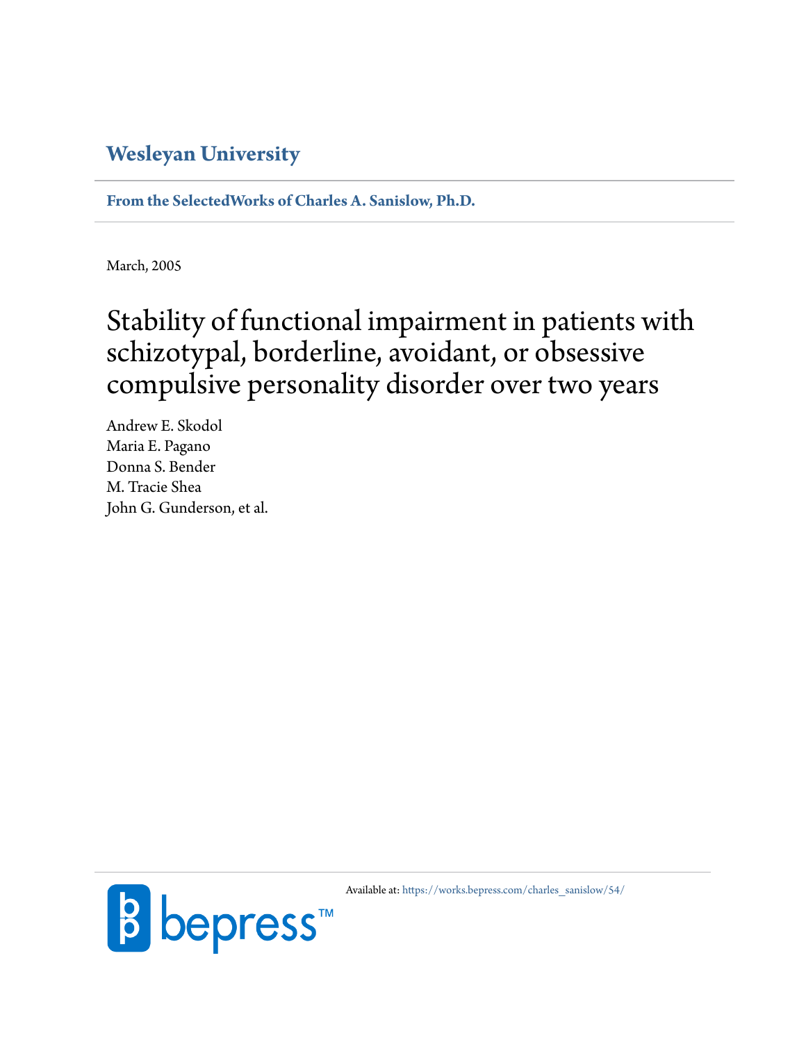**Wesleyan University**

**From the SelectedWorks of Charles A. Sanislow, Ph.D.**

March, 2005

# Stability of functional impairment in patients with schizotypal, borderline, avoidant, or obsessive compulsive personality disorder over two years

Andrew E. Skodol
Maria E. Pagano
Donna S. Bender
M. Tracie Shea
John G. Gunderson, et al.

Available at: https://works.bepress.com/charles_sanislow/54/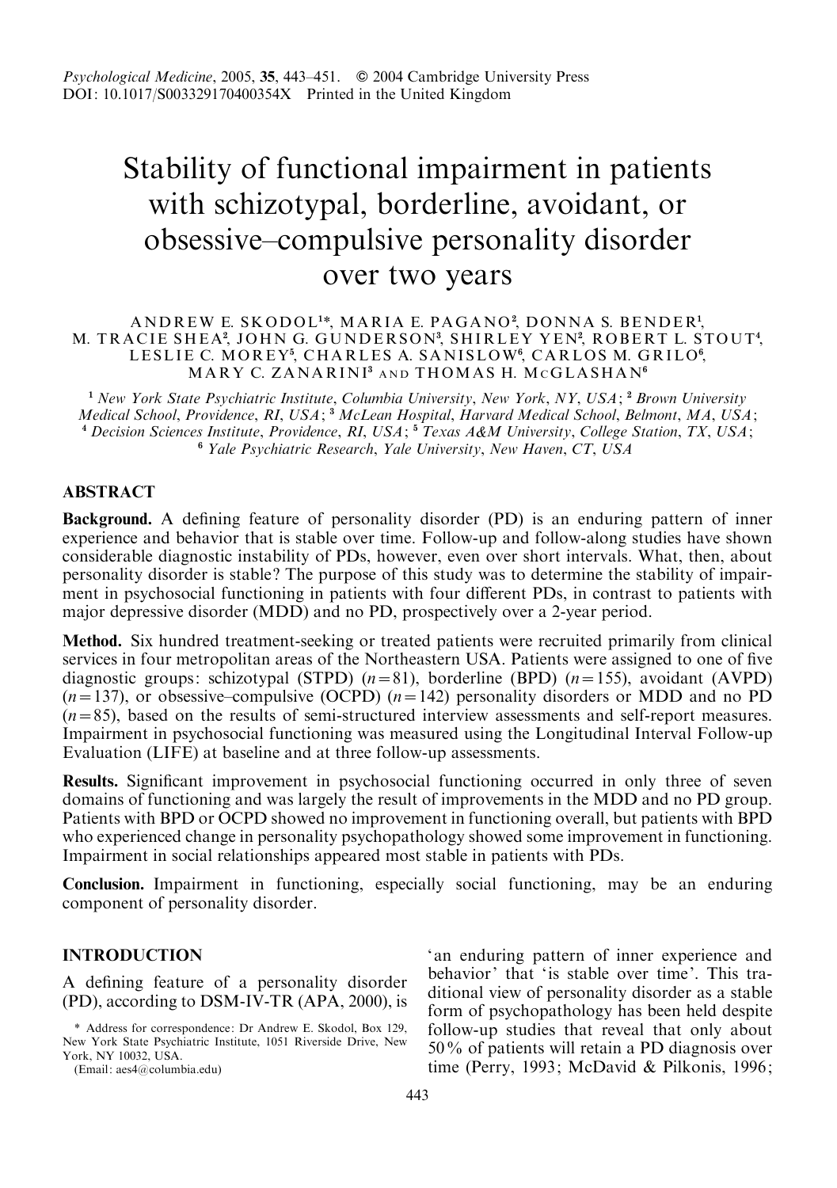# Stability of functional impairment in patients with schizotypal, borderline, avoidant, or obsessive–compulsive personality disorder over two years

ANDREW E. SKODOL[1]*, MARIA E. PAGANO[2], DONNA S. BENDER[1], M. TRACIE SHEA[2], JOHN G. GUNDERSON[3], SHIRLEY YEN[2], ROBERT L. STOUT[4], LESLIE C. MOREY[5], CHARLES A. SANISLOW[6], CARLOS M. GRILO[6], MARY C. ZANARINI[3] AND THOMAS H. McGLASHAN[6]

[1] *New York State Psychiatric Institute, Columbia University, New York, NY, USA*; [2] *Brown University Medical School, Providence, RI, USA*; [3] *McLean Hospital, Harvard Medical School, Belmont, MA, USA*; [4] *Decision Sciences Institute, Providence, RI, USA*; [5] *Texas A&M University, College Station, TX, USA*; [6] *Yale Psychiatric Research, Yale University, New Haven, CT, USA*

## ABSTRACT

**Background.** A defining feature of personality disorder (PD) is an enduring pattern of inner experience and behavior that is stable over time. Follow-up and follow-along studies have shown considerable diagnostic instability of PDs, however, even over short intervals. What, then, about personality disorder is stable? The purpose of this study was to determine the stability of impairment in psychosocial functioning in patients with four different PDs, in contrast to patients with major depressive disorder (MDD) and no PD, prospectively over a 2-year period.

**Method.** Six hundred treatment-seeking or treated patients were recruited primarily from clinical services in four metropolitan areas of the Northeastern USA. Patients were assigned to one of five diagnostic groups: schizotypal (STPD) ($n = 81$), borderline (BPD) ($n = 155$), avoidant (AVPD) ($n = 137$), or obsessive–compulsive (OCPD) ($n = 142$) personality disorders or MDD and no PD ($n = 85$), based on the results of semi-structured interview assessments and self-report measures. Impairment in psychosocial functioning was measured using the Longitudinal Interval Follow-up Evaluation (LIFE) at baseline and at three follow-up assessments.

**Results.** Significant improvement in psychosocial functioning occurred in only three of seven domains of functioning and was largely the result of improvements in the MDD and no PD group. Patients with BPD or OCPD showed no improvement in functioning overall, but patients with BPD who experienced change in personality psychopathology showed some improvement in functioning. Impairment in social relationships appeared most stable in patients with PDs.

**Conclusion.** Impairment in functioning, especially social functioning, may be an enduring component of personality disorder.

## INTRODUCTION

A defining feature of a personality disorder (PD), according to DSM-IV-TR (APA, 2000), is 'an enduring pattern of inner experience and behavior' that 'is stable over time'. This traditional view of personality disorder as a stable form of psychopathology has been held despite follow-up studies that reveal that only about 50% of patients will retain a PD diagnosis over time (Perry, 1993; McDavid & Pilkonis, 1996;

\* Address for correspondence: Dr Andrew E. Skodol, Box 129, New York State Psychiatric Institute, 1051 Riverside Drive, New York, NY 10032, USA.
(Email: aes4@columbia.edu)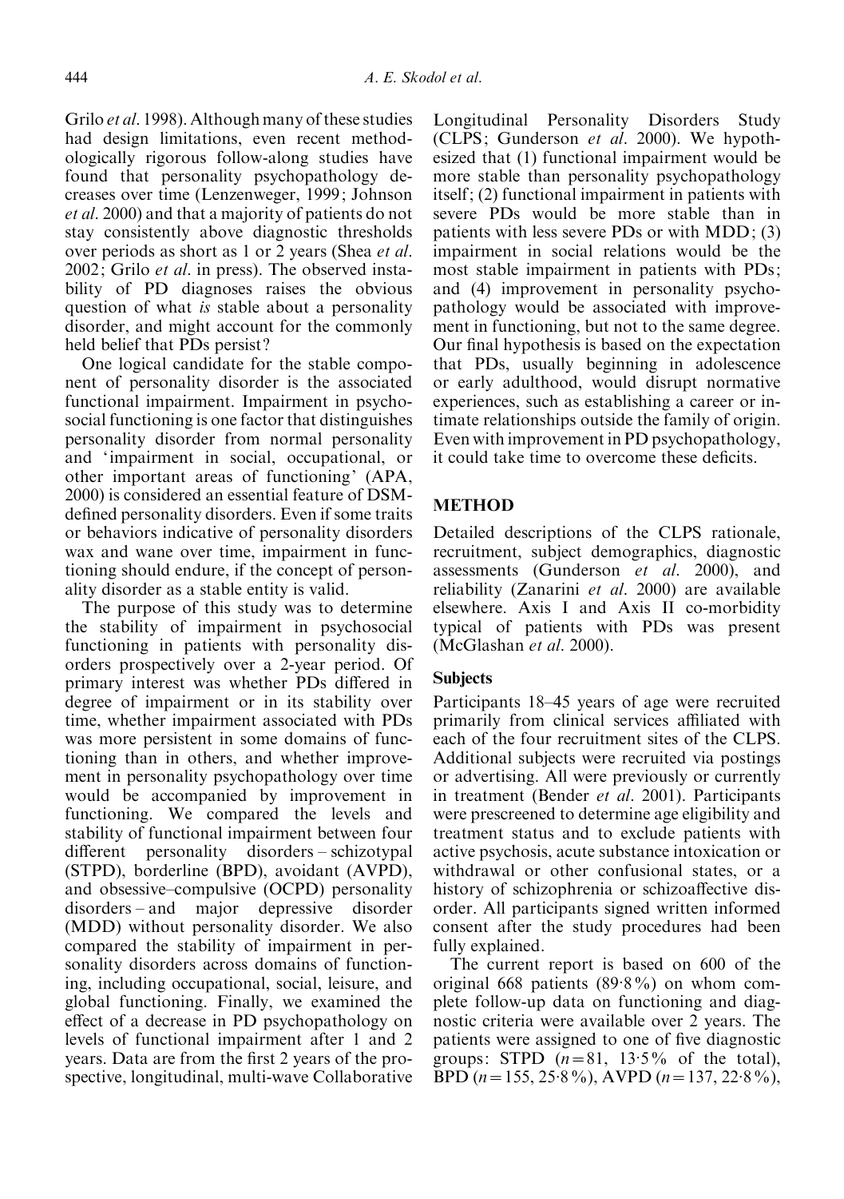Grilo *et al*. 1998). Although many of these studies had design limitations, even recent methodologically rigorous follow-along studies have found that personality psychopathology decreases over time (Lenzenweger, 1999; Johnson *et al*. 2000) and that a majority of patients do not stay consistently above diagnostic thresholds over periods as short as 1 or 2 years (Shea *et al*. 2002; Grilo *et al*. in press). The observed instability of PD diagnoses raises the obvious question of what *is* stable about a personality disorder, and might account for the commonly held belief that PDs persist?

One logical candidate for the stable component of personality disorder is the associated functional impairment. Impairment in psychosocial functioning is one factor that distinguishes personality disorder from normal personality and 'impairment in social, occupational, or other important areas of functioning' (APA, 2000) is considered an essential feature of DSM-defined personality disorders. Even if some traits or behaviors indicative of personality disorders wax and wane over time, impairment in functioning should endure, if the concept of personality disorder as a stable entity is valid.

The purpose of this study was to determine the stability of impairment in psychosocial functioning in patients with personality disorders prospectively over a 2-year period. Of primary interest was whether PDs differed in degree of impairment or in its stability over time, whether impairment associated with PDs was more persistent in some domains of functioning than in others, and whether improvement in personality psychopathology over time would be accompanied by improvement in functioning. We compared the levels and stability of functional impairment between four different personality disorders – schizotypal (STPD), borderline (BPD), avoidant (AVPD), and obsessive–compulsive (OCPD) personality disorders – and major depressive disorder (MDD) without personality disorder. We also compared the stability of impairment in personality disorders across domains of functioning, including occupational, social, leisure, and global functioning. Finally, we examined the effect of a decrease in PD psychopathology on levels of functional impairment after 1 and 2 years. Data are from the first 2 years of the prospective, longitudinal, multi-wave Collaborative Longitudinal Personality Disorders Study (CLPS; Gunderson *et al*. 2000). We hypothesized that (1) functional impairment would be more stable than personality psychopathology itself; (2) functional impairment in patients with severe PDs would be more stable than in patients with less severe PDs or with MDD; (3) impairment in social relations would be the most stable impairment in patients with PDs; and (4) improvement in personality psychopathology would be associated with improvement in functioning, but not to the same degree. Our final hypothesis is based on the expectation that PDs, usually beginning in adolescence or early adulthood, would disrupt normative experiences, such as establishing a career or intimate relationships outside the family of origin. Even with improvement in PD psychopathology, it could take time to overcome these deficits.

## METHOD

Detailed descriptions of the CLPS rationale, recruitment, subject demographics, diagnostic assessments (Gunderson *et al*. 2000), and reliability (Zanarini *et al*. 2000) are available elsewhere. Axis I and Axis II co-morbidity typical of patients with PDs was present (McGlashan *et al*. 2000).

### Subjects

Participants 18–45 years of age were recruited primarily from clinical services affiliated with each of the four recruitment sites of the CLPS. Additional subjects were recruited via postings or advertising. All were previously or currently in treatment (Bender *et al*. 2001). Participants were prescreened to determine age eligibility and treatment status and to exclude patients with active psychosis, acute substance intoxication or withdrawal or other confusional states, or a history of schizophrenia or schizoaffective disorder. All participants signed written informed consent after the study procedures had been fully explained.

The current report is based on 600 of the original 668 patients (89·8%) on whom complete follow-up data on functioning and diagnostic criteria were available over 2 years. The patients were assigned to one of five diagnostic groups: STPD ($n = 81$, 13·5% of the total), BPD ($n = 155$, 25·8%), AVPD ($n = 137$, 22·8%),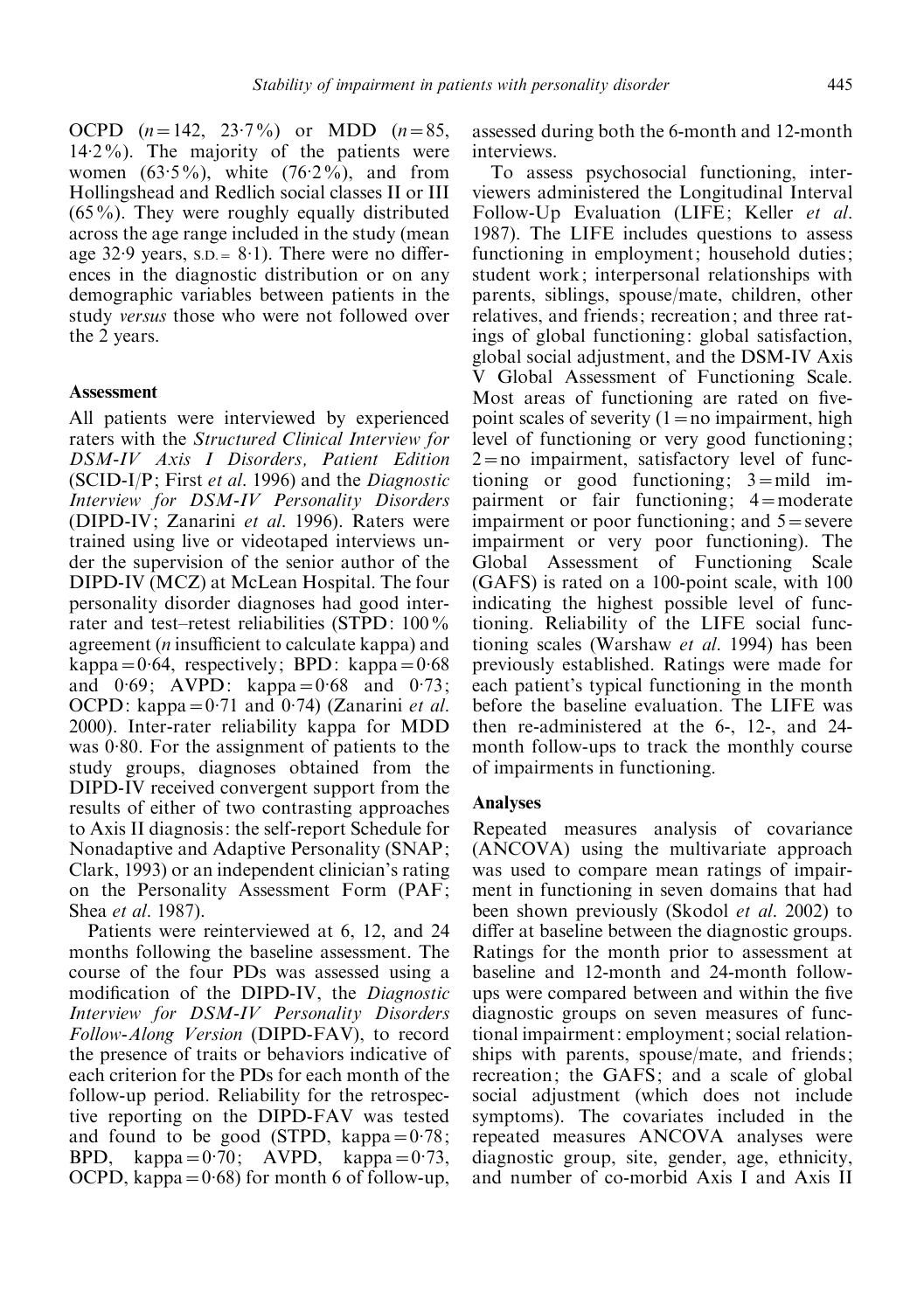OCPD ($n=142$, 23·7%) or MDD ($n=85$, 14·2%). The majority of the patients were women (63·5%), white (76·2%), and from Hollingshead and Redlich social classes II or III (65%). They were roughly equally distributed across the age range included in the study (mean age 32·9 years, S.D. = 8·1). There were no differences in the diagnostic distribution or on any demographic variables between patients in the study *versus* those who were not followed over the 2 years.

### Assessment

All patients were interviewed by experienced raters with the *Structured Clinical Interview for DSM-IV Axis I Disorders, Patient Edition* (SCID-I/P; First *et al.* 1996) and the *Diagnostic Interview for DSM-IV Personality Disorders* (DIPD-IV; Zanarini *et al.* 1996). Raters were trained using live or videotaped interviews under the supervision of the senior author of the DIPD-IV (MCZ) at McLean Hospital. The four personality disorder diagnoses had good inter-rater and test–retest reliabilities (STPD: 100% agreement (*n* insufficient to calculate kappa) and kappa = 0·64, respectively; BPD: kappa = 0·68 and 0·69; AVPD: kappa = 0·68 and 0·73; OCPD: kappa = 0·71 and 0·74) (Zanarini *et al.* 2000). Inter-rater reliability kappa for MDD was 0·80. For the assignment of patients to the study groups, diagnoses obtained from the DIPD-IV received convergent support from the results of either of two contrasting approaches to Axis II diagnosis: the self-report Schedule for Nonadaptive and Adaptive Personality (SNAP; Clark, 1993) or an independent clinician's rating on the Personality Assessment Form (PAF; Shea *et al.* 1987).

Patients were reinterviewed at 6, 12, and 24 months following the baseline assessment. The course of the four PDs was assessed using a modification of the DIPD-IV, the *Diagnostic Interview for DSM-IV Personality Disorders Follow-Along Version* (DIPD-FAV), to record the presence of traits or behaviors indicative of each criterion for the PDs for each month of the follow-up period. Reliability for the retrospective reporting on the DIPD-FAV was tested and found to be good (STPD, kappa = 0·78; BPD, kappa = 0·70; AVPD, kappa = 0·73, OCPD, kappa = 0·68) for month 6 of follow-up, assessed during both the 6-month and 12-month interviews.

To assess psychosocial functioning, interviewers administered the Longitudinal Interval Follow-Up Evaluation (LIFE; Keller *et al.* 1987). The LIFE includes questions to assess functioning in employment; household duties; student work; interpersonal relationships with parents, siblings, spouse/mate, children, other relatives, and friends; recreation; and three ratings of global functioning: global satisfaction, global social adjustment, and the DSM-IV Axis V Global Assessment of Functioning Scale. Most areas of functioning are rated on five-point scales of severity (1 = no impairment, high level of functioning or very good functioning; 2 = no impairment, satisfactory level of functioning or good functioning; 3 = mild impairment or fair functioning; 4 = moderate impairment or poor functioning; and 5 = severe impairment or very poor functioning). The Global Assessment of Functioning Scale (GAFS) is rated on a 100-point scale, with 100 indicating the highest possible level of functioning. Reliability of the LIFE social functioning scales (Warshaw *et al.* 1994) has been previously established. Ratings were made for each patient's typical functioning in the month before the baseline evaluation. The LIFE was then re-administered at the 6-, 12-, and 24-month follow-ups to track the monthly course of impairments in functioning.

### Analyses

Repeated measures analysis of covariance (ANCOVA) using the multivariate approach was used to compare mean ratings of impairment in functioning in seven domains that had been shown previously (Skodol *et al.* 2002) to differ at baseline between the diagnostic groups. Ratings for the month prior to assessment at baseline and 12-month and 24-month follow-ups were compared between and within the five diagnostic groups on seven measures of functional impairment: employment; social relationships with parents, spouse/mate, and friends; recreation; the GAFS; and a scale of global social adjustment (which does not include symptoms). The covariates included in the repeated measures ANCOVA analyses were diagnostic group, site, gender, age, ethnicity, and number of co-morbid Axis I and Axis II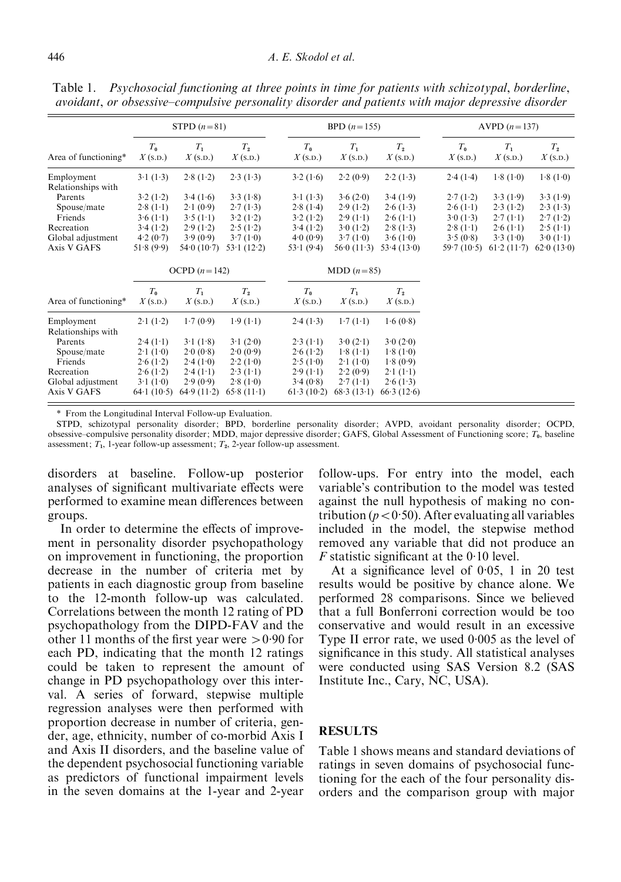Table 1. *Psychosocial functioning at three points in time for patients with schizotypal, borderline, avoidant, or obsessive–compulsive personality disorder and patients with major depressive disorder*

| | STPD ($n=81$) | | | BPD ($n=155$) | | | AVPD ($n=137$) | | |
|---|---|---|---|---|---|---|---|---|---|
| Area of functioning* | $T_0$ $X$ (S.D.) | $T_1$ $X$ (S.D.) | $T_2$ $X$ (S.D.) | $T_0$ $X$ (S.D.) | $T_1$ $X$ (S.D.) | $T_2$ $X$ (S.D.) | $T_0$ $X$ (S.D.) | $T_1$ $X$ (S.D.) | $T_2$ $X$ (S.D.) |
| Employment | 3·1 (1·3) | 2·8 (1·2) | 2·3 (1·3) | 3·2 (1·6) | 2·2 (0·9) | 2·2 (1·3) | 2·4 (1·4) | 1·8 (1·0) | 1·8 (1·0) |
| Relationships with | | | | | | | | | |
| Parents | 3·2 (1·2) | 3·4 (1·6) | 3·3 (1·8) | 3·1 (1·3) | 3·6 (2·0) | 3·4 (1·9) | 2·7 (1·2) | 3·3 (1·9) | 3·3 (1·9) |
| Spouse/mate | 2·8 (1·1) | 2·1 (0·9) | 2·7 (1·3) | 2·8 (1·4) | 2·9 (1·2) | 2·6 (1·3) | 2·6 (1·1) | 2·3 (1·2) | 2·3 (1·3) |
| Friends | 3·6 (1·1) | 3·5 (1·1) | 3·2 (1·2) | 3·2 (1·2) | 2·9 (1·1) | 2·6 (1·1) | 3·0 (1·3) | 2·7 (1·1) | 2·7 (1·2) |
| Recreation | 3·4 (1·2) | 2·9 (1·2) | 2·5 (1·2) | 3·4 (1·2) | 3·0 (1·2) | 2·8 (1·3) | 2·8 (1·1) | 2·6 (1·1) | 2·5 (1·1) |
| Global adjustment | 4·2 (0·7) | 3·9 (0·9) | 3·7 (1·0) | 4·0 (0·9) | 3·7 (1·0) | 3·6 (1·0) | 3·5 (0·8) | 3·3 (1·0) | 3·0 (1·1) |
| Axis V GAFS | 51·8 (9·9) | 54·0 (10·7) | 53·1 (12·2) | 53·1 (9·4) | 56·0 (11·3) | 53·4 (13·0) | 59·7 (10·5) | 61·2 (11·7) | 62·0 (13·0) |

| | OCPD ($n=142$) | | | MDD ($n=85$) | | |
|---|---|---|---|---|---|---|
| Area of functioning* | $T_0$ $X$ (S.D.) | $T_1$ $X$ (S.D.) | $T_2$ $X$ (S.D.) | $T_0$ $X$ (S.D.) | $T_1$ $X$ (S.D.) | $T_2$ $X$ (S.D.) |
| Employment | 2·1 (1·2) | 1·7 (0·9) | 1·9 (1·1) | 2·4 (1·3) | 1·7 (1·1) | 1·6 (0·8) |
| Relationships with | | | | | | |
| Parents | 2·4 (1·1) | 3·1 (1·8) | 3·1 (2·0) | 2·3 (1·1) | 3·0 (2·1) | 3·0 (2·0) |
| Spouse/mate | 2·1 (1·0) | 2·0 (0·9) | 2·0 (0·9) | 2·6 (1·2) | 1·8 (1·1) | 1·8 (1·0) |
| Friends | 2·6 (1·2) | 2·4 (1·0) | 2·2 (1·0) | 2·5 (1·0) | 2·1 (1·0) | 1·8 (0·9) |
| Recreation | 2·6 (1·2) | 2·4 (1·1) | 2·3 (1·1) | 2·9 (1·1) | 2·2 (0·9) | 2·1 (1·1) |
| Global adjustment | 3·1 (1·0) | 2·9 (0·9) | 2·8 (1·0) | 3·4 (0·8) | 2·7 (1·1) | 2·6 (1·3) |
| Axis V GAFS | 64·1 (10·5) | 64·9 (11·2) | 65·8 (11·1) | 61·3 (10·2) | 68·3 (13·1) | 66·3 (12·6) |

\* From the Longitudinal Interval Follow-up Evaluation.

STPD, schizotypal personality disorder; BPD, borderline personality disorder; AVPD, avoidant personality disorder; OCPD, obsessive–compulsive personality disorder; MDD, major depressive disorder; GAFS, Global Assessment of Functioning score; $T_0$, baseline assessment; $T_1$, 1-year follow-up assessment; $T_2$, 2-year follow-up assessment.

disorders at baseline. Follow-up posterior analyses of significant multivariate effects were performed to examine mean differences between groups.

In order to determine the effects of improvement in personality disorder psychopathology on improvement in functioning, the proportion decrease in the number of criteria met by patients in each diagnostic group from baseline to the 12-month follow-up was calculated. Correlations between the month 12 rating of PD psychopathology from the DIPD-FAV and the other 11 months of the first year were $>0{\cdot}90$ for each PD, indicating that the month 12 ratings could be taken to represent the amount of change in PD psychopathology over this interval. A series of forward, stepwise multiple regression analyses were then performed with proportion decrease in number of criteria, gender, age, ethnicity, number of co-morbid Axis I and Axis II disorders, and the baseline value of the dependent psychosocial functioning variable as predictors of functional impairment levels in the seven domains at the 1-year and 2-year follow-ups. For entry into the model, each variable's contribution to the model was tested against the null hypothesis of making no contribution ($p<0{\cdot}50$). After evaluating all variables included in the model, the stepwise method removed any variable that did not produce an $F$ statistic significant at the 0·10 level.

At a significance level of 0·05, 1 in 20 test results would be positive by chance alone. We performed 28 comparisons. Since we believed that a full Bonferroni correction would be too conservative and would result in an excessive Type II error rate, we used 0·005 as the level of significance in this study. All statistical analyses were conducted using SAS Version 8.2 (SAS Institute Inc., Cary, NC, USA).

## RESULTS

Table 1 shows means and standard deviations of ratings in seven domains of psychosocial functioning for the each of the four personality disorders and the comparison group with major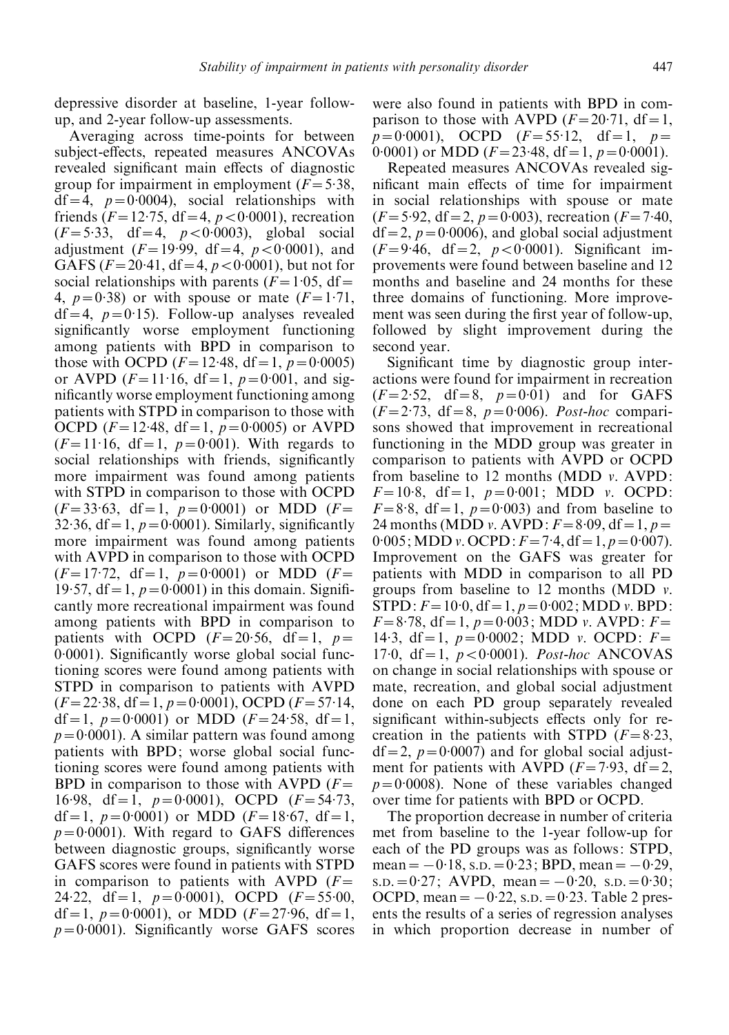depressive disorder at baseline, 1-year follow-up, and 2-year follow-up assessments.

Averaging across time-points for between subject-effects, repeated measures ANCOVAs revealed significant main effects of diagnostic group for impairment in employment ($F=5{\cdot}38$, df $=4$, $p=0{\cdot}0004$), social relationships with friends ($F=12{\cdot}75$, df $=4$, $p<0{\cdot}0001$), recreation ($F=5{\cdot}33$, df $=4$, $p<0{\cdot}0003$), global social adjustment ($F=19{\cdot}99$, df $=4$, $p<0{\cdot}0001$), and GAFS ($F=20{\cdot}41$, df $=4$, $p<0{\cdot}0001$), but not for social relationships with parents ($F=1{\cdot}05$, df $=4$, $p=0{\cdot}38$) or with spouse or mate ($F=1{\cdot}71$, df $=4$, $p=0{\cdot}15$). Follow-up analyses revealed significantly worse employment functioning among patients with BPD in comparison to those with OCPD ($F=12{\cdot}48$, df $=1$, $p=0{\cdot}0005$) or AVPD ($F=11{\cdot}16$, df $=1$, $p=0{\cdot}001$, and significantly worse employment functioning among patients with STPD in comparison to those with OCPD ($F=12{\cdot}48$, df $=1$, $p=0{\cdot}0005$) or AVPD ($F=11{\cdot}16$, df $=1$, $p=0{\cdot}001$). With regards to social relationships with friends, significantly more impairment was found among patients with STPD in comparison to those with OCPD ($F=33{\cdot}63$, df $=1$, $p=0{\cdot}0001$) or MDD ($F=32{\cdot}36$, df $=1$, $p=0{\cdot}0001$). Similarly, significantly more impairment was found among patients with AVPD in comparison to those with OCPD ($F=17{\cdot}72$, df $=1$, $p=0{\cdot}0001$) or MDD ($F=19{\cdot}57$, df $=1$, $p=0{\cdot}0001$) in this domain. Significantly more recreational impairment was found among patients with BPD in comparison to patients with OCPD ($F=20{\cdot}56$, df $=1$, $p=0{\cdot}0001$). Significantly worse global social functioning scores were found among patients with STPD in comparison to patients with AVPD ($F=22{\cdot}38$, df $=1$, $p=0{\cdot}0001$), OCPD ($F=57{\cdot}14$, df $=1$, $p=0{\cdot}0001$) or MDD ($F=24{\cdot}58$, df $=1$, $p=0{\cdot}0001$). A similar pattern was found among patients with BPD; worse global social functioning scores were found among patients with BPD in comparison to those with AVPD ($F=16{\cdot}98$, df $=1$, $p=0{\cdot}0001$), OCPD ($F=54{\cdot}73$, df $=1$, $p=0{\cdot}0001$) or MDD ($F=18{\cdot}67$, df $=1$, $p=0{\cdot}0001$). With regard to GAFS differences between diagnostic groups, significantly worse GAFS scores were found in patients with STPD in comparison to patients with AVPD ($F=24{\cdot}22$, df $=1$, $p=0{\cdot}0001$), OCPD ($F=55{\cdot}00$, df $=1$, $p=0{\cdot}0001$), or MDD ($F=27{\cdot}96$, df $=1$, $p=0{\cdot}0001$). Significantly worse GAFS scores were also found in patients with BPD in comparison to those with AVPD ($F=20{\cdot}71$, df $=1$, $p=0{\cdot}0001$), OCPD ($F=55{\cdot}12$, df $=1$, $p=0{\cdot}0001$) or MDD ($F=23{\cdot}48$, df $=1$, $p=0{\cdot}0001$).

Repeated measures ANCOVAs revealed significant main effects of time for impairment in social relationships with spouse or mate ($F=5{\cdot}92$, df $=2$, $p=0{\cdot}003$), recreation ($F=7{\cdot}40$, df $=2$, $p=0{\cdot}0006$), and global social adjustment ($F=9{\cdot}46$, df $=2$, $p<0{\cdot}0001$). Significant improvements were found between baseline and 12 months and baseline and 24 months for these three domains of functioning. More improvement was seen during the first year of follow-up, followed by slight improvement during the second year.

Significant time by diagnostic group interactions were found for impairment in recreation ($F=2{\cdot}52$, df $=8$, $p=0{\cdot}01$) and for GAFS ($F=2{\cdot}73$, df $=8$, $p=0{\cdot}006$). *Post-hoc* comparisons showed that improvement in recreational functioning in the MDD group was greater in comparison to patients with AVPD or OCPD from baseline to 12 months (MDD *v.* AVPD: $F=10{\cdot}8$, df $=1$, $p=0{\cdot}001$; MDD *v.* OCPD: $F=8{\cdot}8$, df $=1$, $p=0{\cdot}003$) and from baseline to 24 months (MDD *v.* AVPD: $F=8{\cdot}09$, df $=1$, $p=0{\cdot}005$; MDD *v.* OCPD: $F=7{\cdot}4$, df $=1$, $p=0{\cdot}007$). Improvement on the GAFS was greater for patients with MDD in comparison to all PD groups from baseline to 12 months (MDD *v.* STPD: $F=10{\cdot}0$, df $=1$, $p=0{\cdot}002$; MDD *v.* BPD: $F=8{\cdot}78$, df $=1$, $p=0{\cdot}003$; MDD *v.* AVPD: $F=14{\cdot}3$, df $=1$, $p=0{\cdot}0002$; MDD *v.* OCPD: $F=17{\cdot}0$, df $=1$, $p<0{\cdot}0001$). *Post-hoc* ANCOVAS on change in social relationships with spouse or mate, recreation, and global social adjustment done on each PD group separately revealed significant within-subjects effects only for recreation in the patients with STPD ($F=8{\cdot}23$, df $=2$, $p=0{\cdot}0007$) and for global social adjustment for patients with AVPD ($F=7{\cdot}93$, df $=2$, $p=0{\cdot}0008$). None of these variables changed over time for patients with BPD or OCPD.

The proportion decrease in number of criteria met from baseline to the 1-year follow-up for each of the PD groups was as follows: STPD, mean $=-0{\cdot}18$, S.D. $=0{\cdot}23$; BPD, mean $=-0{\cdot}29$, S.D. $=0{\cdot}27$; AVPD, mean $=-0{\cdot}20$, S.D. $=0{\cdot}30$; OCPD, mean $=-0{\cdot}22$, S.D. $=0{\cdot}23$. Table 2 presents the results of a series of regression analyses in which proportion decrease in number of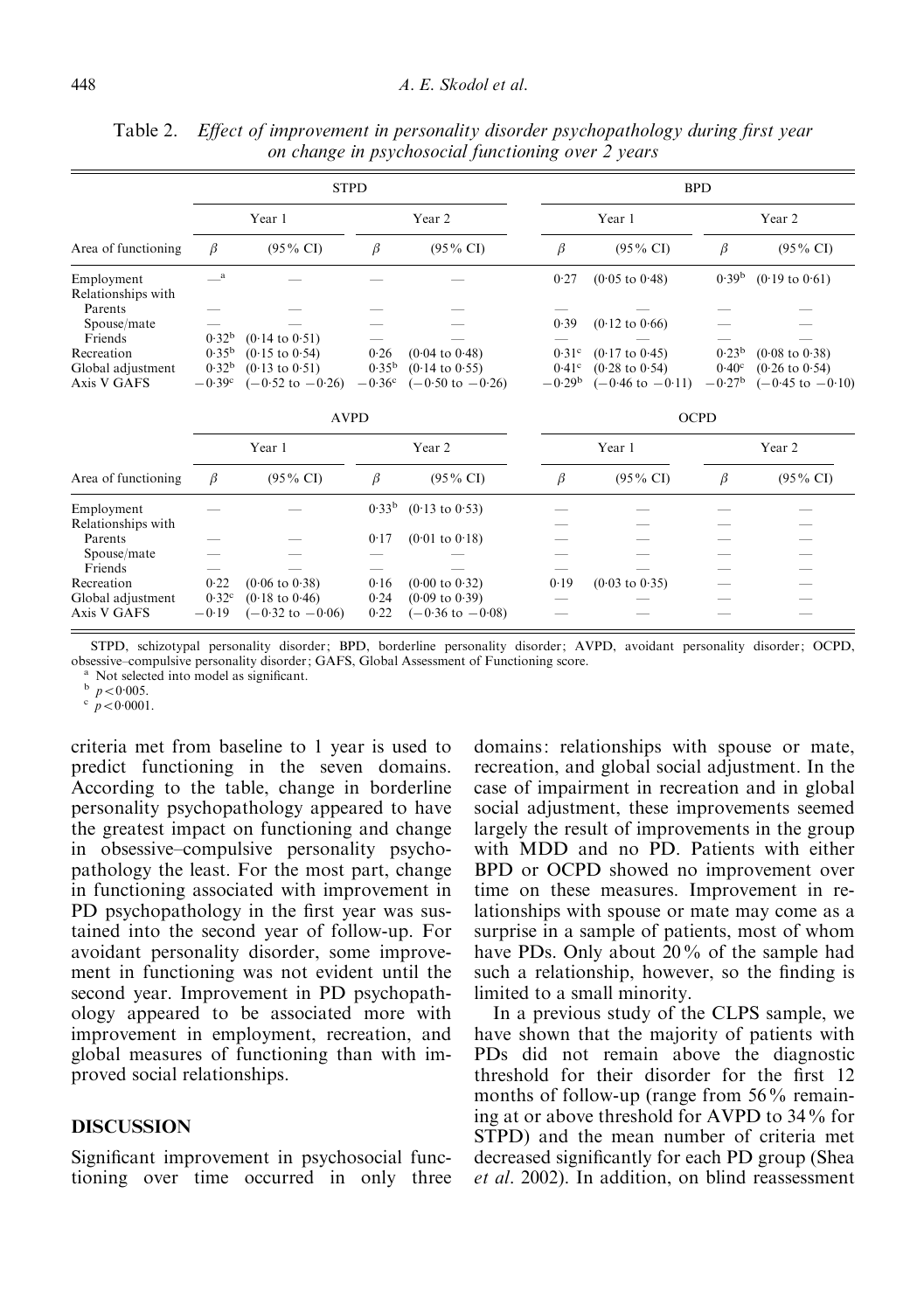Table 2. *Effect of improvement in personality disorder psychopathology during first year on change in psychosocial functioning over 2 years*

| | STPD | | | | BPD | | | |
|---|---|---|---|---|---|---|---|---|
| | Year 1 | | Year 2 | | Year 1 | | Year 2 | |
| Area of functioning | β | (95% CI) | β | (95% CI) | β | (95% CI) | β | (95% CI) |
| Employment | —[a] | — | — | — | 0·27 | (0·05 to 0·48) | 0·39[b] | (0·19 to 0·61) |
| Relationships with | | | | | | | | |
| Parents | — | — | — | — | — | — | — | — |
| Spouse/mate | — | — | — | — | 0·39 | (0·12 to 0·66) | — | — |
| Friends | 0·32[b] | (0·14 to 0·51) | — | — | — | — | — | — |
| Recreation | 0·35[b] | (0·15 to 0·54) | 0·26 | (0·04 to 0·48) | 0·31[c] | (0·17 to 0·45) | 0·23[b] | (0·08 to 0·38) |
| Global adjustment | 0·32[b] | (0·13 to 0·51) | 0·35[b] | (0·14 to 0·55) | 0·41[c] | (0·28 to 0·54) | 0·40[c] | (0·26 to 0·54) |
| Axis V GAFS | −0·39[c] | (−0·52 to −0·26) | −0·36[c] | (−0·50 to −0·26) | −0·29[b] | (−0·46 to −0·11) | −0·27[b] | (−0·45 to −0·10) |

| | AVPD | | | | OCPD | | | |
|---|---|---|---|---|---|---|---|---|
| | Year 1 | | Year 2 | | Year 1 | | Year 2 | |
| Area of functioning | β | (95% CI) | β | (95% CI) | β | (95% CI) | β | (95% CI) |
| Employment | — | — | 0·33[b] | (0·13 to 0·53) | — | — | — | — |
| Relationships with | | | | | — | — | — | — |
| Parents | — | — | 0·17 | (0·01 to 0·18) | — | — | — | — |
| Spouse/mate | — | — | — | — | — | — | — | — |
| Friends | — | — | — | — | — | — | — | — |
| Recreation | 0·22 | (0·06 to 0·38) | 0·16 | (0·00 to 0·32) | 0·19 | (0·03 to 0·35) | — | — |
| Global adjustment | 0·32[c] | (0·18 to 0·46) | 0·24 | (0·09 to 0·39) | — | — | — | — |
| Axis V GAFS | −0·19 | (−0·32 to −0·06) | 0·22 | (−0·36 to −0·08) | — | — | — | — |

STPD, schizotypal personality disorder; BPD, borderline personality disorder; AVPD, avoidant personality disorder; OCPD, obsessive–compulsive personality disorder; GAFS, Global Assessment of Functioning score.

[a] Not selected into model as significant.

[b] $p<0{\cdot}005$.

[c] $p<0{\cdot}0001$.

criteria met from baseline to 1 year is used to predict functioning in the seven domains. According to the table, change in borderline personality psychopathology appeared to have the greatest impact on functioning and change in obsessive–compulsive personality psychopathology the least. For the most part, change in functioning associated with improvement in PD psychopathology in the first year was sustained into the second year of follow-up. For avoidant personality disorder, some improvement in functioning was not evident until the second year. Improvement in PD psychopathology appeared to be associated more with improvement in employment, recreation, and global measures of functioning than with improved social relationships.

## DISCUSSION

Significant improvement in psychosocial functioning over time occurred in only three domains: relationships with spouse or mate, recreation, and global social adjustment. In the case of impairment in recreation and in global social adjustment, these improvements seemed largely the result of improvements in the group with MDD and no PD. Patients with either BPD or OCPD showed no improvement over time on these measures. Improvement in relationships with spouse or mate may come as a surprise in a sample of patients, most of whom have PDs. Only about 20% of the sample had such a relationship, however, so the finding is limited to a small minority.

In a previous study of the CLPS sample, we have shown that the majority of patients with PDs did not remain above the diagnostic threshold for their disorder for the first 12 months of follow-up (range from 56% remaining at or above threshold for AVPD to 34% for STPD) and the mean number of criteria met decreased significantly for each PD group (Shea *et al.* 2002). In addition, on blind reassessment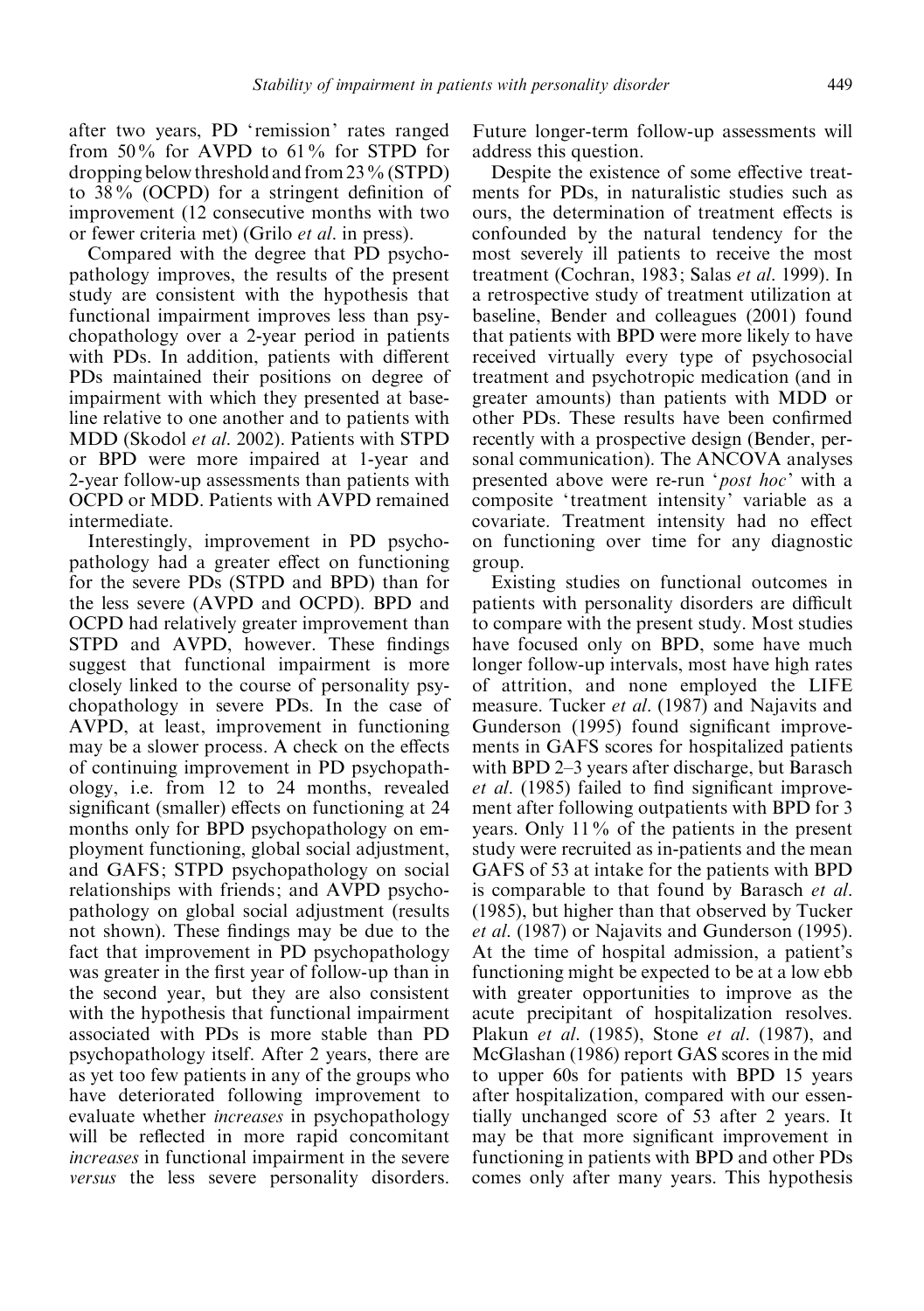after two years, PD 'remission' rates ranged from 50% for AVPD to 61% for STPD for dropping below threshold and from 23% (STPD) to 38% (OCPD) for a stringent definition of improvement (12 consecutive months with two or fewer criteria met) (Grilo *et al*. in press).

Compared with the degree that PD psychopathology improves, the results of the present study are consistent with the hypothesis that functional impairment improves less than psychopathology over a 2-year period in patients with PDs. In addition, patients with different PDs maintained their positions on degree of impairment with which they presented at baseline relative to one another and to patients with MDD (Skodol *et al*. 2002). Patients with STPD or BPD were more impaired at 1-year and 2-year follow-up assessments than patients with OCPD or MDD. Patients with AVPD remained intermediate.

Interestingly, improvement in PD psychopathology had a greater effect on functioning for the severe PDs (STPD and BPD) than for the less severe (AVPD and OCPD). BPD and OCPD had relatively greater improvement than STPD and AVPD, however. These findings suggest that functional impairment is more closely linked to the course of personality psychopathology in severe PDs. In the case of AVPD, at least, improvement in functioning may be a slower process. A check on the effects of continuing improvement in PD psychopathology, i.e. from 12 to 24 months, revealed significant (smaller) effects on functioning at 24 months only for BPD psychopathology on employment functioning, global social adjustment, and GAFS; STPD psychopathology on social relationships with friends; and AVPD psychopathology on global social adjustment (results not shown). These findings may be due to the fact that improvement in PD psychopathology was greater in the first year of follow-up than in the second year, but they are also consistent with the hypothesis that functional impairment associated with PDs is more stable than PD psychopathology itself. After 2 years, there are as yet too few patients in any of the groups who have deteriorated following improvement to evaluate whether *increases* in psychopathology will be reflected in more rapid concomitant *increases* in functional impairment in the severe *versus* the less severe personality disorders. Future longer-term follow-up assessments will address this question.

Despite the existence of some effective treatments for PDs, in naturalistic studies such as ours, the determination of treatment effects is confounded by the natural tendency for the most severely ill patients to receive the most treatment (Cochran, 1983; Salas *et al*. 1999). In a retrospective study of treatment utilization at baseline, Bender and colleagues (2001) found that patients with BPD were more likely to have received virtually every type of psychosocial treatment and psychotropic medication (and in greater amounts) than patients with MDD or other PDs. These results have been confirmed recently with a prospective design (Bender, personal communication). The ANCOVA analyses presented above were re-run '*post hoc*' with a composite 'treatment intensity' variable as a covariate. Treatment intensity had no effect on functioning over time for any diagnostic group.

Existing studies on functional outcomes in patients with personality disorders are difficult to compare with the present study. Most studies have focused only on BPD, some have much longer follow-up intervals, most have high rates of attrition, and none employed the LIFE measure. Tucker *et al*. (1987) and Najavits and Gunderson (1995) found significant improvements in GAFS scores for hospitalized patients with BPD 2–3 years after discharge, but Barasch *et al*. (1985) failed to find significant improvement after following outpatients with BPD for 3 years. Only 11% of the patients in the present study were recruited as in-patients and the mean GAFS of 53 at intake for the patients with BPD is comparable to that found by Barasch *et al*. (1985), but higher than that observed by Tucker *et al*. (1987) or Najavits and Gunderson (1995). At the time of hospital admission, a patient's functioning might be expected to be at a low ebb with greater opportunities to improve as the acute precipitant of hospitalization resolves. Plakun *et al*. (1985), Stone *et al*. (1987), and McGlashan (1986) report GAS scores in the mid to upper 60s for patients with BPD 15 years after hospitalization, compared with our essentially unchanged score of 53 after 2 years. It may be that more significant improvement in functioning in patients with BPD and other PDs comes only after many years. This hypothesis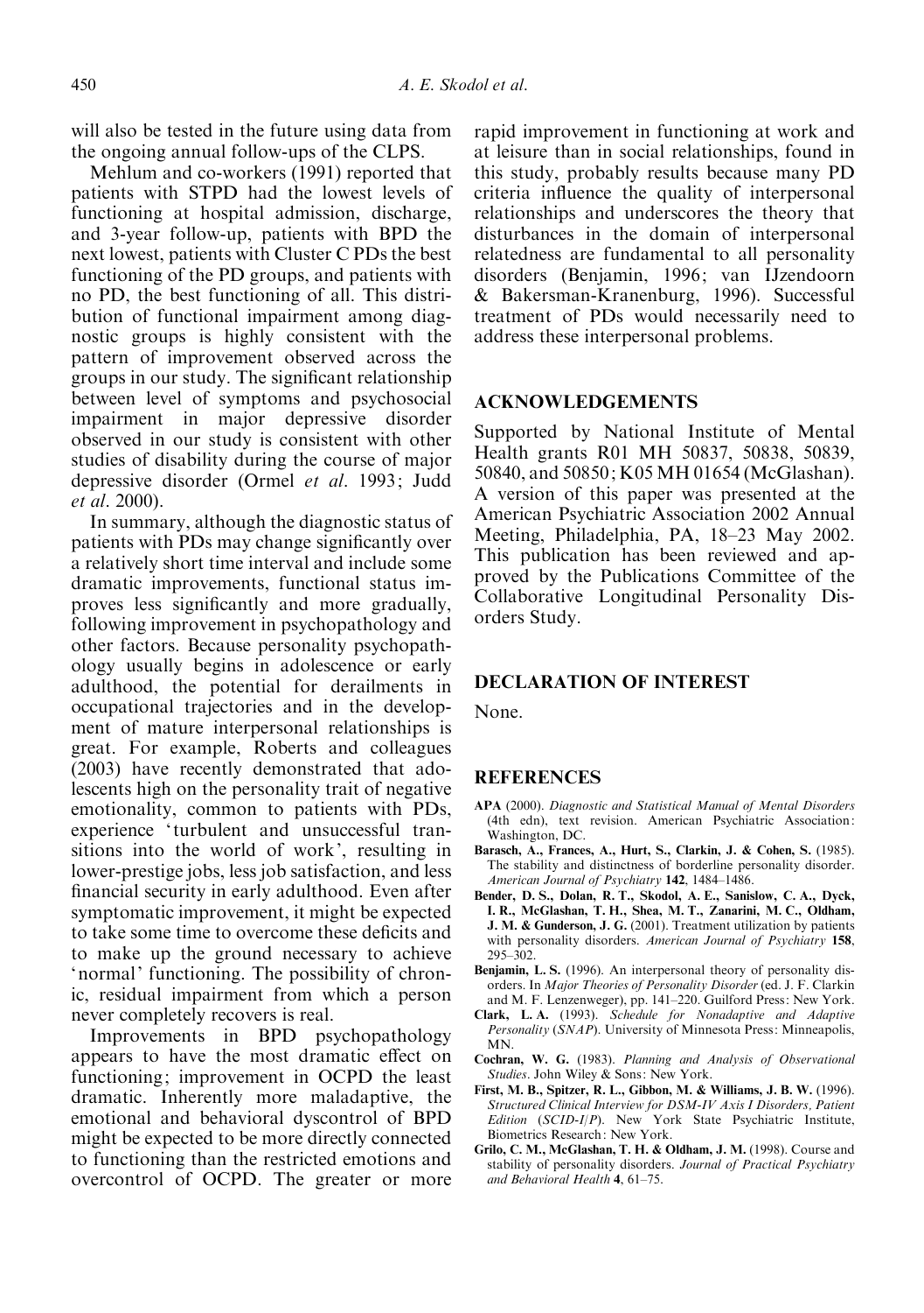will also be tested in the future using data from the ongoing annual follow-ups of the CLPS.

Mehlum and co-workers (1991) reported that patients with STPD had the lowest levels of functioning at hospital admission, discharge, and 3-year follow-up, patients with BPD the next lowest, patients with Cluster C PDs the best functioning of the PD groups, and patients with no PD, the best functioning of all. This distribution of functional impairment among diagnostic groups is highly consistent with the pattern of improvement observed across the groups in our study. The significant relationship between level of symptoms and psychosocial impairment in major depressive disorder observed in our study is consistent with other studies of disability during the course of major depressive disorder (Ormel *et al.* 1993; Judd *et al.* 2000).

In summary, although the diagnostic status of patients with PDs may change significantly over a relatively short time interval and include some dramatic improvements, functional status improves less significantly and more gradually, following improvement in psychopathology and other factors. Because personality psychopathology usually begins in adolescence or early adulthood, the potential for derailments in occupational trajectories and in the development of mature interpersonal relationships is great. For example, Roberts and colleagues (2003) have recently demonstrated that adolescents high on the personality trait of negative emotionality, common to patients with PDs, experience 'turbulent and unsuccessful transitions into the world of work', resulting in lower-prestige jobs, less job satisfaction, and less financial security in early adulthood. Even after symptomatic improvement, it might be expected to take some time to overcome these deficits and to make up the ground necessary to achieve 'normal' functioning. The possibility of chronic, residual impairment from which a person never completely recovers is real.

Improvements in BPD psychopathology appears to have the most dramatic effect on functioning; improvement in OCPD the least dramatic. Inherently more maladaptive, the emotional and behavioral dyscontrol of BPD might be expected to be more directly connected to functioning than the restricted emotions and overcontrol of OCPD. The greater or more rapid improvement in functioning at work and at leisure than in social relationships, found in this study, probably results because many PD criteria influence the quality of interpersonal relationships and underscores the theory that disturbances in the domain of interpersonal relatedness are fundamental to all personality disorders (Benjamin, 1996; van IJzendoorn & Bakersman-Kranenburg, 1996). Successful treatment of PDs would necessarily need to address these interpersonal problems.

## ACKNOWLEDGEMENTS

Supported by National Institute of Mental Health grants R01 MH 50837, 50838, 50839, 50840, and 50850; K05 MH 01654 (McGlashan). A version of this paper was presented at the American Psychiatric Association 2002 Annual Meeting, Philadelphia, PA, 18–23 May 2002. This publication has been reviewed and approved by the Publications Committee of the Collaborative Longitudinal Personality Disorders Study.

## DECLARATION OF INTEREST

None.

## REFERENCES

**APA** (2000). *Diagnostic and Statistical Manual of Mental Disorders* (4th edn), text revision. American Psychiatric Association: Washington, DC.

**Barasch, A., Frances, A., Hurt, S., Clarkin, J. & Cohen, S.** (1985). The stability and distinctness of borderline personality disorder. *American Journal of Psychiatry* **142**, 1484–1486.

**Bender, D. S., Dolan, R. T., Skodol, A. E., Sanislow, C. A., Dyck, I. R., McGlashan, T. H., Shea, M. T., Zanarini, M. C., Oldham, J. M. & Gunderson, J. G.** (2001). Treatment utilization by patients with personality disorders. *American Journal of Psychiatry* **158**, 295–302.

**Benjamin, L. S.** (1996). An interpersonal theory of personality disorders. In *Major Theories of Personality Disorder* (ed. J. F. Clarkin and M. F. Lenzenweger), pp. 141–220. Guilford Press: New York.

**Clark, L. A.** (1993). *Schedule for Nonadaptive and Adaptive Personality* (*SNAP*). University of Minnesota Press: Minneapolis, MN.

**Cochran, W. G.** (1983). *Planning and Analysis of Observational Studies*. John Wiley & Sons: New York.

**First, M. B., Spitzer, R. L., Gibbon, M. & Williams, J. B. W.** (1996). *Structured Clinical Interview for DSM-IV Axis I Disorders, Patient Edition* (*SCID-I/P*). New York State Psychiatric Institute, Biometrics Research: New York.

**Grilo, C. M., McGlashan, T. H. & Oldham, J. M.** (1998). Course and stability of personality disorders. *Journal of Practical Psychiatry and Behavioral Health* **4**, 61–75.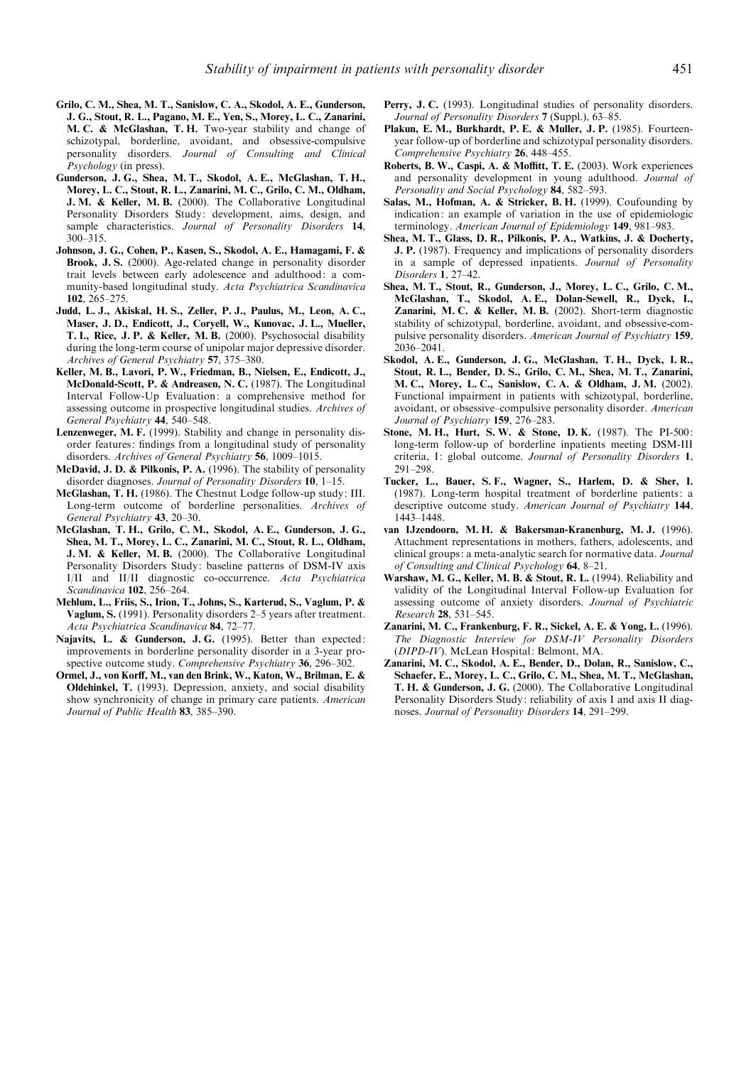**Grilo, C. M., Shea, M. T., Sanislow, C. A., Skodol, A. E., Gunderson, J. G., Stout, R. L., Pagano, M. E., Yen, S., Morey, L. C., Zanarini, M. C. & McGlashan, T. H.** Two-year stability and change of schizotypal, borderline, avoidant, and obsessive-compulsive personality disorders. *Journal of Consulting and Clinical Psychology* (in press).

**Gunderson, J. G., Shea, M. T., Skodol, A. E., McGlashan, T. H., Morey, L. C., Stout, R. L., Zanarini, M. C., Grilo, C. M., Oldham, J. M. & Keller, M. B.** (2000). The Collaborative Longitudinal Personality Disorders Study: development, aims, design, and sample characteristics. *Journal of Personality Disorders* **14**, 300–315.

**Johnson, J. G., Cohen, P., Kasen, S., Skodol, A. E., Hamagami, F. & Brook, J. S.** (2000). Age-related change in personality disorder trait levels between early adolescence and adulthood: a community-based longitudinal study. *Acta Psychiatrica Scandinavica* **102**, 265–275.

**Judd, L. J., Akiskal, H. S., Zeller, P. J., Paulus, M., Leon, A. C., Maser, J. D., Endicott, J., Coryell, W., Kunovac, J. L., Mueller, T. I., Rice, J. P. & Keller, M. B.** (2000). Psychosocial disability during the long-term course of unipolar major depressive disorder. *Archives of General Psychiatry* **57**, 375–380.

**Keller, M. B., Lavori, P. W., Friedman, B., Nielsen, E., Endicott, J., McDonald-Scott, P. & Andreasen, N. C.** (1987). The Longitudinal Interval Follow-Up Evaluation: a comprehensive method for assessing outcome in prospective longitudinal studies. *Archives of General Psychiatry* **44**, 540–548.

**Lenzenweger, M. F.** (1999). Stability and change in personality disorder features: findings from a longitudinal study of personality disorders. *Archives of General Psychiatry* **56**, 1009–1015.

**McDavid, J. D. & Pilkonis, P. A.** (1996). The stability of personality disorder diagnoses. *Journal of Personality Disorders* **10**, 1–15.

**McGlashan, T. H.** (1986). The Chestnut Lodge follow-up study: III. Long-term outcome of borderline personalities. *Archives of General Psychiatry* **43**, 20–30.

**McGlashan, T. H., Grilo, C. M., Skodol, A. E., Gunderson, J. G., Shea, M. T., Morey, L. C., Zanarini, M. C., Stout, R. L., Oldham, J. M. & Keller, M. B.** (2000). The Collaborative Longitudinal Personality Disorders Study: baseline patterns of DSM-IV axis I/II and II/II diagnostic co-occurrence. *Acta Psychiatrica Scandinavica* **102**, 256–264.

**Mehlum, L., Friis, S., Irion, T., Johns, S., Karterud, S., Vaglum, P. & Vaglum, S.** (1991). Personality disorders 2–5 years after treatment. *Acta Psychiatrica Scandinavica* **84**, 72–77.

**Najavits, L. & Gunderson, J. G.** (1995). Better than expected: improvements in borderline personality disorder in a 3-year prospective outcome study. *Comprehensive Psychiatry* **36**, 296–302.

**Ormel, J., von Korff, M., van den Brink, W., Katon, W., Brilman, E. & Oldehinkel, T.** (1993). Depression, anxiety, and social disability show synchronicity of change in primary care patients. *American Journal of Public Health* **83**, 385–390.

**Perry, J. C.** (1993). Longitudinal studies of personality disorders. *Journal of Personality Disorders* **7** (Suppl.), 63–85.

**Plakun, E. M., Burkhardt, P. E. & Muller, J. P.** (1985). Fourteen-year follow-up of borderline and schizotypal personality disorders. *Comprehensive Psychiatry* **26**, 448–455.

**Roberts, B. W., Caspi, A. & Moffitt, T. E.** (2003). Work experiences and personality development in young adulthood. *Journal of Personality and Social Psychology* **84**, 582–593.

**Salas, M., Hofman, A. & Stricker, B. H.** (1999). Coufounding by indication: an example of variation in the use of epidemiologic terminology. *American Journal of Epidemiology* **149**, 981–983.

**Shea, M. T., Glass, D. R., Pilkonis, P. A., Watkins, J. & Docherty, J. P.** (1987). Frequency and implications of personality disorders in a sample of depressed inpatients. *Journal of Personality Disorders* **1**, 27–42.

**Shea, M. T., Stout, R., Gunderson, J., Morey, L. C., Grilo, C. M., McGlashan, T., Skodol, A. E., Dolan-Sewell, R., Dyck, I., Zanarini, M. C. & Keller, M. B.** (2002). Short-term diagnostic stability of schizotypal, borderline, avoidant, and obsessive-compulsive personality disorders. *American Journal of Psychiatry* **159**, 2036–2041.

**Skodol, A. E., Gunderson, J. G., McGlashan, T. H., Dyck, I. R., Stout, R. L., Bender, D. S., Grilo, C. M., Shea, M. T., Zanarini, M. C., Morey, L. C., Sanislow, C. A. & Oldham, J. M.** (2002). Functional impairment in patients with schizotypal, borderline, avoidant, or obsessive–compulsive personality disorder. *American Journal of Psychiatry* **159**, 276–283.

**Stone, M. H., Hurt, S. W. & Stone, D. K.** (1987). The PI-500: long-term follow-up of borderline inpatients meeting DSM-III criteria, I: global outcome. *Journal of Personality Disorders* **1**, 291–298.

**Tucker, L., Bauer, S. F., Wagner, S., Harlem, D. & Sher, I.** (1987). Long-term hospital treatment of borderline patients: a descriptive outcome study. *American Journal of Psychiatry* **144**, 1443–1448.

**van IJzendoorn, M. H. & Bakersman-Kranenburg, M. J.** (1996). Attachment representations in mothers, fathers, adolescents, and clinical groups: a meta-analytic search for normative data. *Journal of Consulting and Clinical Psychology* **64**, 8–21.

**Warshaw, M. G., Keller, M. B. & Stout, R. L.** (1994). Reliability and validity of the Longitudinal Interval Follow-up Evaluation for assessing outcome of anxiety disorders. *Journal of Psychiatric Research* **28**, 531–545.

**Zanarini, M. C., Frankenburg, F. R., Sickel, A. E. & Yong, L.** (1996). *The Diagnostic Interview for DSM-IV Personality Disorders* (*DIPD-IV*). McLean Hospital: Belmont, MA.

**Zanarini, M. C., Skodol, A. E., Bender, D., Dolan, R., Sanislow, C., Schaefer, E., Morey, L. C., Grilo, C. M., Shea, M. T., McGlashan, T. H. & Gunderson, J. G.** (2000). The Collaborative Longitudinal Personality Disorders Study: reliability of axis I and axis II diagnoses. *Journal of Personality Disorders* **14**, 291–299.